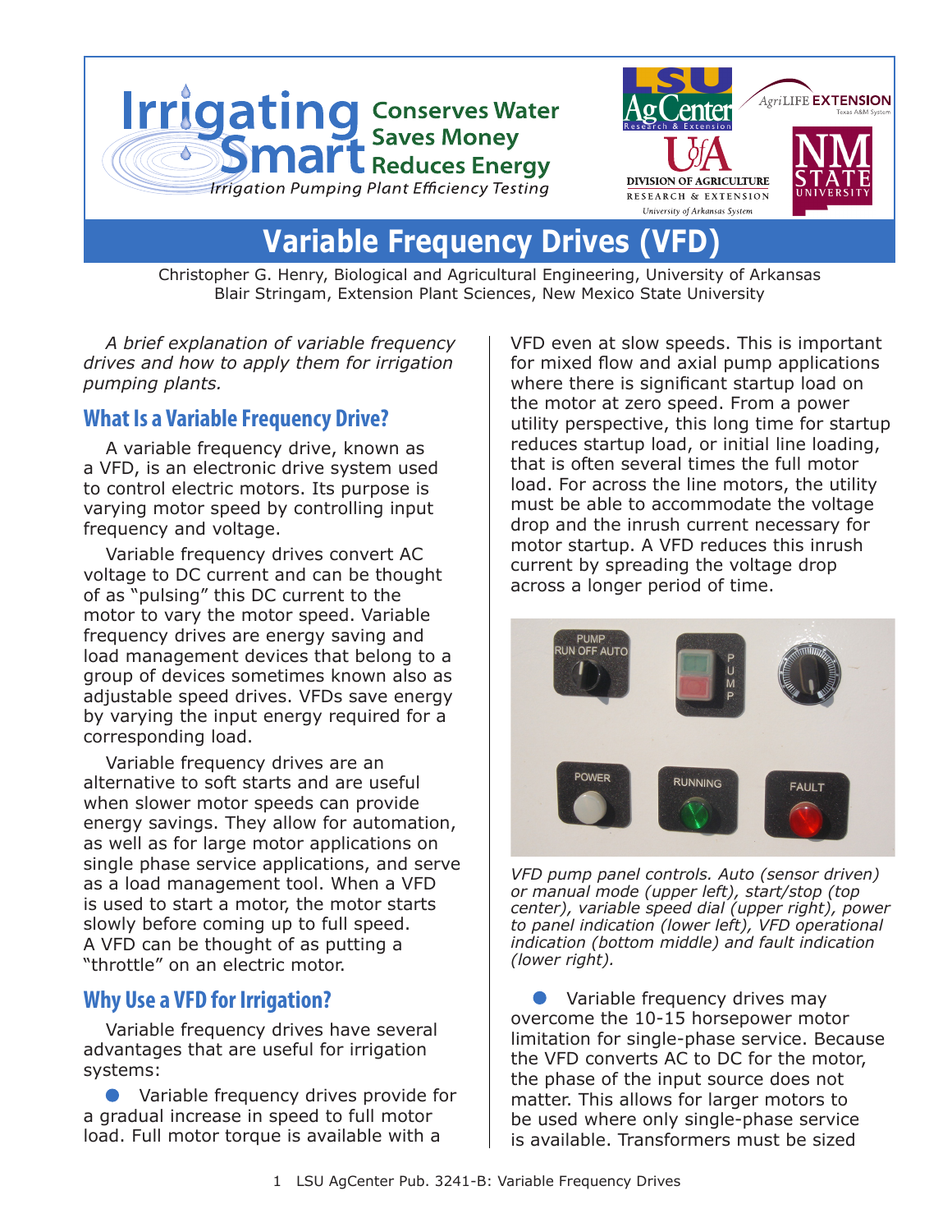# Irrigating Smart

Conserves Water
Saves Money
Reduces Energy

*Irrigation Pumping Plant Efficiency Testing*

## Variable Frequency Drives (VFD)

Christopher G. Henry, Biological and Agricultural Engineering, University of Arkansas
Blair Stringam, Extension Plant Sciences, New Mexico State University

*A brief explanation of variable frequency drives and how to apply them for irrigation pumping plants.*

### What Is a Variable Frequency Drive?

A variable frequency drive, known as a VFD, is an electronic drive system used to control electric motors. Its purpose is varying motor speed by controlling input frequency and voltage.

Variable frequency drives convert AC voltage to DC current and can be thought of as "pulsing" this DC current to the motor to vary the motor speed. Variable frequency drives are energy saving and load management devices that belong to a group of devices sometimes known also as adjustable speed drives. VFDs save energy by varying the input energy required for a corresponding load.

Variable frequency drives are an alternative to soft starts and are useful when slower motor speeds can provide energy savings. They allow for automation, as well as for large motor applications on single phase service applications, and serve as a load management tool. When a VFD is used to start a motor, the motor starts slowly before coming up to full speed. A VFD can be thought of as putting a "throttle" on an electric motor.

### Why Use a VFD for Irrigation?

Variable frequency drives have several advantages that are useful for irrigation systems:

- Variable frequency drives provide for a gradual increase in speed to full motor load. Full motor torque is available with a VFD even at slow speeds. This is important for mixed flow and axial pump applications where there is significant startup load on the motor at zero speed. From a power utility perspective, this long time for startup reduces startup load, or initial line loading, that is often several times the full motor load. For across the line motors, the utility must be able to accommodate the voltage drop and the inrush current necessary for motor startup. A VFD reduces this inrush current by spreading the voltage drop across a longer period of time.

*VFD pump panel controls. Auto (sensor driven) or manual mode (upper left), start/stop (top center), variable speed dial (upper right), power to panel indication (lower left), VFD operational indication (bottom middle) and fault indication (lower right).*

- Variable frequency drives may overcome the 10-15 horsepower motor limitation for single-phase service. Because the VFD converts AC to DC for the motor, the phase of the input source does not matter. This allows for larger motors to be used where only single-phase service is available. Transformers must be sized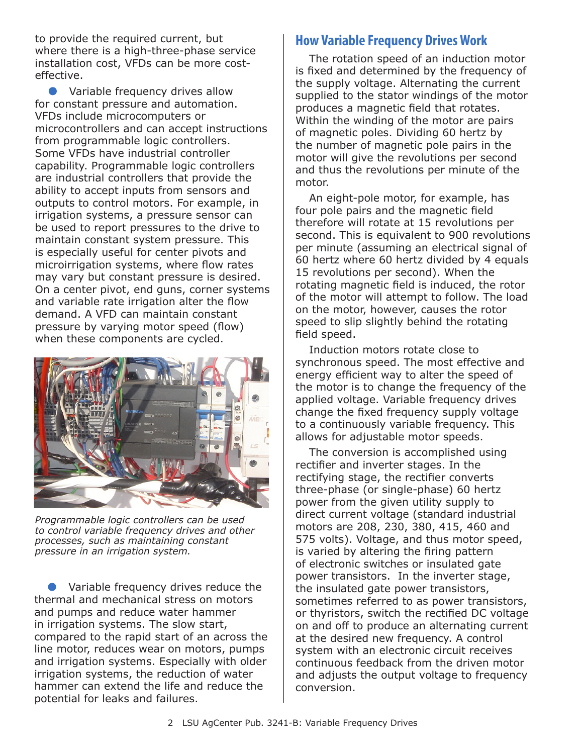to provide the required current, but where there is a high-three-phase service installation cost, VFDs can be more cost-effective.

- Variable frequency drives allow for constant pressure and automation. VFDs include microcomputers or microcontrollers and can accept instructions from programmable logic controllers. Some VFDs have industrial controller capability. Programmable logic controllers are industrial controllers that provide the ability to accept inputs from sensors and outputs to control motors. For example, in irrigation systems, a pressure sensor can be used to report pressures to the drive to maintain constant system pressure. This is especially useful for center pivots and microirrigation systems, where flow rates may vary but constant pressure is desired. On a center pivot, end guns, corner systems and variable rate irrigation alter the flow demand. A VFD can maintain constant pressure by varying motor speed (flow) when these components are cycled.

*Programmable logic controllers can be used to control variable frequency drives and other processes, such as maintaining constant pressure in an irrigation system.*

- Variable frequency drives reduce the thermal and mechanical stress on motors and pumps and reduce water hammer in irrigation systems. The slow start, compared to the rapid start of an across the line motor, reduces wear on motors, pumps and irrigation systems. Especially with older irrigation systems, the reduction of water hammer can extend the life and reduce the potential for leaks and failures.

## How Variable Frequency Drives Work

The rotation speed of an induction motor is fixed and determined by the frequency of the supply voltage. Alternating the current supplied to the stator windings of the motor produces a magnetic field that rotates. Within the winding of the motor are pairs of magnetic poles. Dividing 60 hertz by the number of magnetic pole pairs in the motor will give the revolutions per second and thus the revolutions per minute of the motor.

An eight-pole motor, for example, has four pole pairs and the magnetic field therefore will rotate at 15 revolutions per second. This is equivalent to 900 revolutions per minute (assuming an electrical signal of 60 hertz where 60 hertz divided by 4 equals 15 revolutions per second). When the rotating magnetic field is induced, the rotor of the motor will attempt to follow. The load on the motor, however, causes the rotor speed to slip slightly behind the rotating field speed.

Induction motors rotate close to synchronous speed. The most effective and energy efficient way to alter the speed of the motor is to change the frequency of the applied voltage. Variable frequency drives change the fixed frequency supply voltage to a continuously variable frequency. This allows for adjustable motor speeds.

The conversion is accomplished using rectifier and inverter stages. In the rectifying stage, the rectifier converts three-phase (or single-phase) 60 hertz power from the given utility supply to direct current voltage (standard industrial motors are 208, 230, 380, 415, 460 and 575 volts). Voltage, and thus motor speed, is varied by altering the firing pattern of electronic switches or insulated gate power transistors. In the inverter stage, the insulated gate power transistors, sometimes referred to as power transistors, or thyristors, switch the rectified DC voltage on and off to produce an alternating current at the desired new frequency. A control system with an electronic circuit receives continuous feedback from the driven motor and adjusts the output voltage to frequency conversion.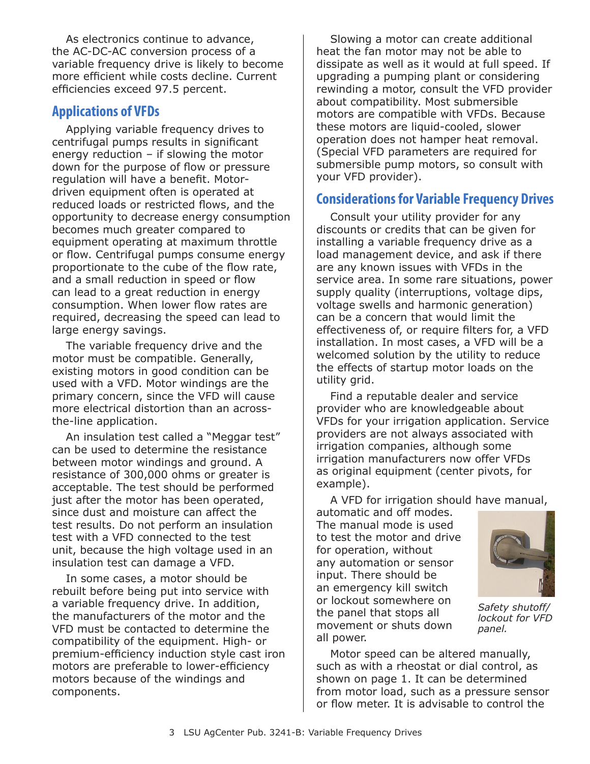As electronics continue to advance, the AC-DC-AC conversion process of a variable frequency drive is likely to become more efficient while costs decline. Current efficiencies exceed 97.5 percent.

## Applications of VFDs

Applying variable frequency drives to centrifugal pumps results in significant energy reduction – if slowing the motor down for the purpose of flow or pressure regulation will have a benefit. Motor-driven equipment often is operated at reduced loads or restricted flows, and the opportunity to decrease energy consumption becomes much greater compared to equipment operating at maximum throttle or flow. Centrifugal pumps consume energy proportionate to the cube of the flow rate, and a small reduction in speed or flow can lead to a great reduction in energy consumption. When lower flow rates are required, decreasing the speed can lead to large energy savings.

The variable frequency drive and the motor must be compatible. Generally, existing motors in good condition can be used with a VFD. Motor windings are the primary concern, since the VFD will cause more electrical distortion than an across-the-line application.

An insulation test called a "Meggar test" can be used to determine the resistance between motor windings and ground. A resistance of 300,000 ohms or greater is acceptable. The test should be performed just after the motor has been operated, since dust and moisture can affect the test results. Do not perform an insulation test with a VFD connected to the test unit, because the high voltage used in an insulation test can damage a VFD.

In some cases, a motor should be rebuilt before being put into service with a variable frequency drive. In addition, the manufacturers of the motor and the VFD must be contacted to determine the compatibility of the equipment. High- or premium-efficiency induction style cast iron motors are preferable to lower-efficiency motors because of the windings and components.

Slowing a motor can create additional heat the fan motor may not be able to dissipate as well as it would at full speed. If upgrading a pumping plant or considering rewinding a motor, consult the VFD provider about compatibility. Most submersible motors are compatible with VFDs. Because these motors are liquid-cooled, slower operation does not hamper heat removal. (Special VFD parameters are required for submersible pump motors, so consult with your VFD provider).

## Considerations for Variable Frequency Drives

Consult your utility provider for any discounts or credits that can be given for installing a variable frequency drive as a load management device, and ask if there are any known issues with VFDs in the service area. In some rare situations, power supply quality (interruptions, voltage dips, voltage swells and harmonic generation) can be a concern that would limit the effectiveness of, or require filters for, a VFD installation. In most cases, a VFD will be a welcomed solution by the utility to reduce the effects of startup motor loads on the utility grid.

Find a reputable dealer and service provider who are knowledgeable about VFDs for your irrigation application. Service providers are not always associated with irrigation companies, although some irrigation manufacturers now offer VFDs as original equipment (center pivots, for example).

A VFD for irrigation should have manual, automatic and off modes. The manual mode is used to test the motor and drive for operation, without any automation or sensor input. There should be an emergency kill switch or lockout somewhere on the panel that stops all movement or shuts down all power.

*Safety shutoff/ lockout for VFD panel.*

Motor speed can be altered manually, such as with a rheostat or dial control, as shown on page 1. It can be determined from motor load, such as a pressure sensor or flow meter. It is advisable to control the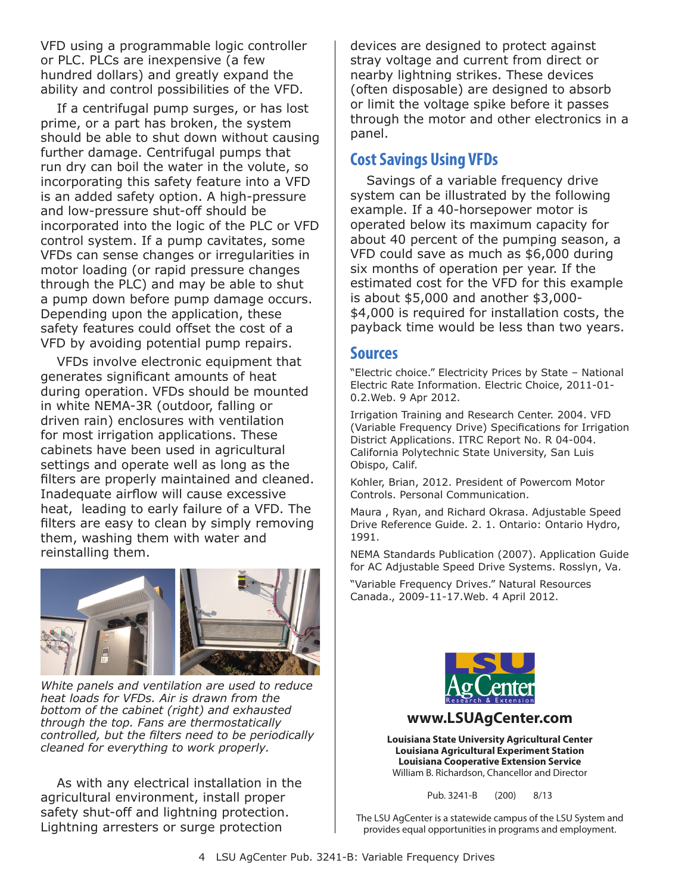VFD using a programmable logic controller or PLC. PLCs are inexpensive (a few hundred dollars) and greatly expand the ability and control possibilities of the VFD.

If a centrifugal pump surges, or has lost prime, or a part has broken, the system should be able to shut down without causing further damage. Centrifugal pumps that run dry can boil the water in the volute, so incorporating this safety feature into a VFD is an added safety option. A high-pressure and low-pressure shut-off should be incorporated into the logic of the PLC or VFD control system. If a pump cavitates, some VFDs can sense changes or irregularities in motor loading (or rapid pressure changes through the PLC) and may be able to shut a pump down before pump damage occurs. Depending upon the application, these safety features could offset the cost of a VFD by avoiding potential pump repairs.

VFDs involve electronic equipment that generates significant amounts of heat during operation. VFDs should be mounted in white NEMA-3R (outdoor, falling or driven rain) enclosures with ventilation for most irrigation applications. These cabinets have been used in agricultural settings and operate well as long as the filters are properly maintained and cleaned. Inadequate airflow will cause excessive heat, leading to early failure of a VFD. The filters are easy to clean by simply removing them, washing them with water and reinstalling them.

*White panels and ventilation are used to reduce heat loads for VFDs. Air is drawn from the bottom of the cabinet (right) and exhausted through the top. Fans are thermostatically controlled, but the filters need to be periodically cleaned for everything to work properly.*

As with any electrical installation in the agricultural environment, install proper safety shut-off and lightning protection. Lightning arresters or surge protection devices are designed to protect against stray voltage and current from direct or nearby lightning strikes. These devices (often disposable) are designed to absorb or limit the voltage spike before it passes through the motor and other electronics in a panel.

## Cost Savings Using VFDs

Savings of a variable frequency drive system can be illustrated by the following example. If a 40-horsepower motor is operated below its maximum capacity for about 40 percent of the pumping season, a VFD could save as much as $6,000 during six months of operation per year. If the estimated cost for the VFD for this example is about $5,000 and another $3,000-$4,000 is required for installation costs, the payback time would be less than two years.

## Sources

"Electric choice." Electricity Prices by State – National Electric Rate Information. Electric Choice, 2011-01-0.2.Web. 9 Apr 2012.

Irrigation Training and Research Center. 2004. VFD (Variable Frequency Drive) Specifications for Irrigation District Applications. ITRC Report No. R 04-004. California Polytechnic State University, San Luis Obispo, Calif.

Kohler, Brian, 2012. President of Powercom Motor Controls. Personal Communication.

Maura , Ryan, and Richard Okrasa. Adjustable Speed Drive Reference Guide. 2. 1. Ontario: Ontario Hydro, 1991.

NEMA Standards Publication (2007). Application Guide for AC Adjustable Speed Drive Systems. Rosslyn, Va.

"Variable Frequency Drives." Natural Resources Canada., 2009-11-17.Web. 4 April 2012.

**www.LSUAgCenter.com**

**Louisiana State University Agricultural Center**
**Louisiana Agricultural Experiment Station**
**Louisiana Cooperative Extension Service**
William B. Richardson, Chancellor and Director

Pub. 3241-B (200) 8/13

The LSU AgCenter is a statewide campus of the LSU System and provides equal opportunities in programs and employment.